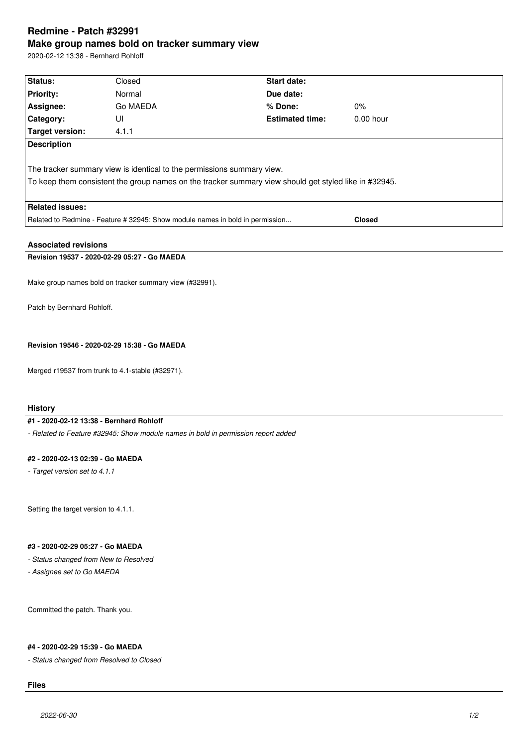# Redmine - Patch #32991

## Make group names bold on tracker summary view

2020-02-12 13:38 - Bernhard Rohloff

| | | | |
|---|---|---|---|
| **Status:** | Closed | **Start date:** | |
| **Priority:** | Normal | **Due date:** | |
| **Assignee:** | Go MAEDA | **% Done:** | 0% |
| **Category:** | UI | **Estimated time:** | 0.00 hour |
| **Target version:** | 4.1.1 | | |

**Description**

The tracker summary view is identical to the permissions summary view.
To keep them consistent the group names on the tracker summary view should get styled like in #32945.

**Related issues:**

| | |
|---|---|
| Related to Redmine - Feature # 32945: Show module names in bold in permission... | **Closed** |

### Associated revisions

**Revision 19537 - 2020-02-29 05:27 - Go MAEDA**

Make group names bold on tracker summary view (#32991).

Patch by Bernhard Rohloff.

**Revision 19546 - 2020-02-29 15:38 - Go MAEDA**

Merged r19537 from trunk to 4.1-stable (#32971).

### History

**#1 - 2020-02-12 13:38 - Bernhard Rohloff**

*- Related to Feature #32945: Show module names in bold in permission report added*

**#2 - 2020-02-13 02:39 - Go MAEDA**

*- Target version set to 4.1.1*

Setting the target version to 4.1.1.

**#3 - 2020-02-29 05:27 - Go MAEDA**

*- Status changed from New to Resolved*

*- Assignee set to Go MAEDA*

Committed the patch. Thank you.

**#4 - 2020-02-29 15:39 - Go MAEDA**

*- Status changed from Resolved to Closed*

### Files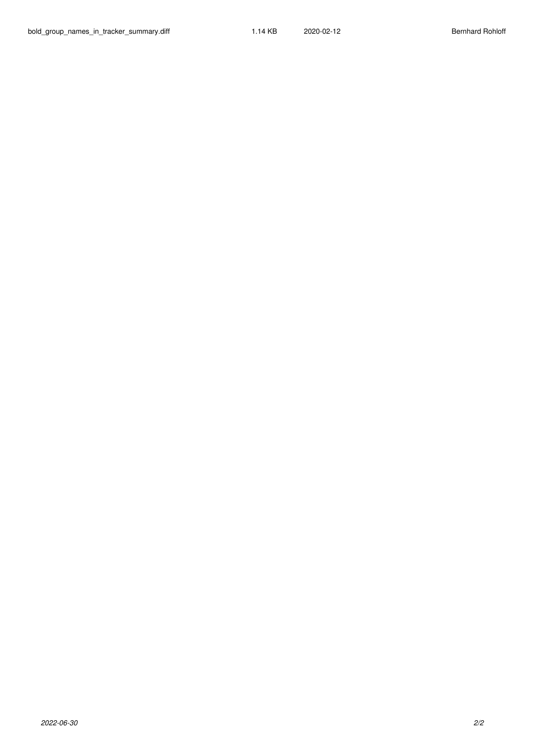| | | | |
|---|---|---|---|
| bold_group_names_in_tracker_summary.diff | 1.14 KB | 2020-02-12 | Bernhard Rohloff |